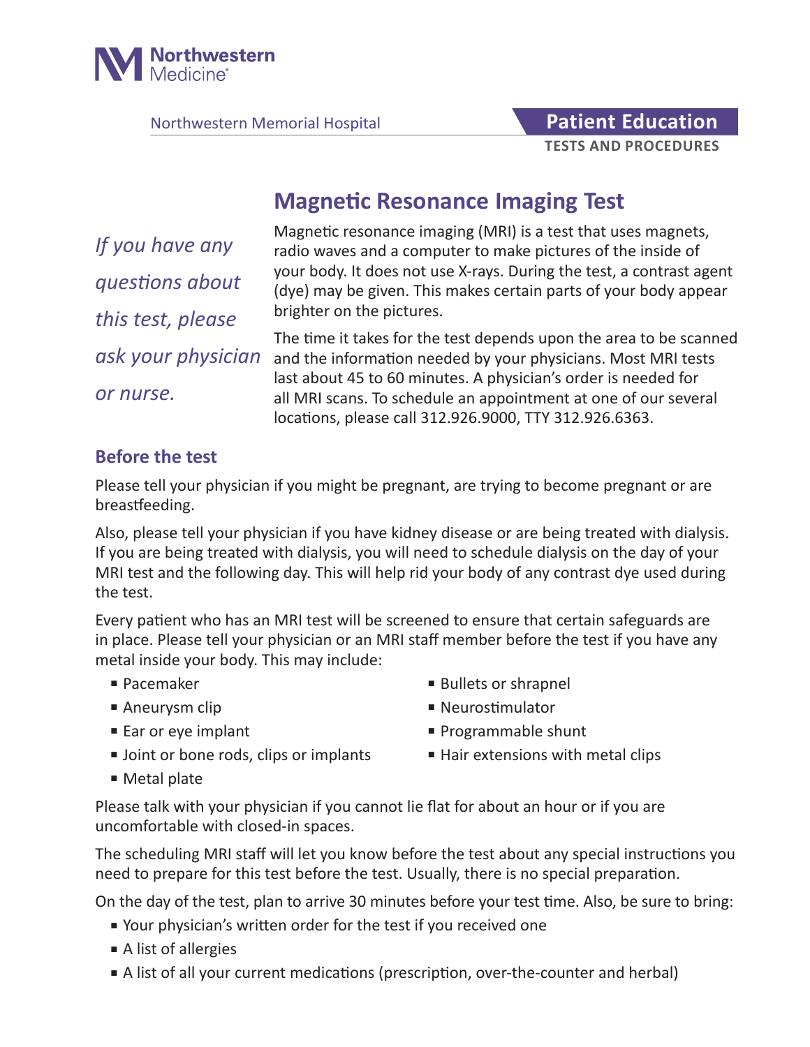Northwestern Medicine

Northwestern Memorial Hospital

**Patient Education**

**TESTS AND PROCEDURES**

# Magnetic Resonance Imaging Test

*If you have any questions about this test, please ask your physician or nurse.*

Magnetic resonance imaging (MRI) is a test that uses magnets, radio waves and a computer to make pictures of the inside of your body. It does not use X-rays. During the test, a contrast agent (dye) may be given. This makes certain parts of your body appear brighter on the pictures.

The time it takes for the test depends upon the area to be scanned and the information needed by your physicians. Most MRI tests last about 45 to 60 minutes. A physician's order is needed for all MRI scans. To schedule an appointment at one of our several locations, please call 312.926.9000, TTY 312.926.6363.

## Before the test

Please tell your physician if you might be pregnant, are trying to become pregnant or are breastfeeding.

Also, please tell your physician if you have kidney disease or are being treated with dialysis. If you are being treated with dialysis, you will need to schedule dialysis on the day of your MRI test and the following day. This will help rid your body of any contrast dye used during the test.

Every patient who has an MRI test will be screened to ensure that certain safeguards are in place. Please tell your physician or an MRI staff member before the test if you have any metal inside your body. This may include:

- Pacemaker
- Aneurysm clip
- Ear or eye implant
- Joint or bone rods, clips or implants
- Metal plate
- Bullets or shrapnel
- Neurostimulator
- Programmable shunt
- Hair extensions with metal clips

Please talk with your physician if you cannot lie flat for about an hour or if you are uncomfortable with closed-in spaces.

The scheduling MRI staff will let you know before the test about any special instructions you need to prepare for this test before the test. Usually, there is no special preparation.

On the day of the test, plan to arrive 30 minutes before your test time. Also, be sure to bring:

- Your physician's written order for the test if you received one
- A list of allergies
- A list of all your current medications (prescription, over-the-counter and herbal)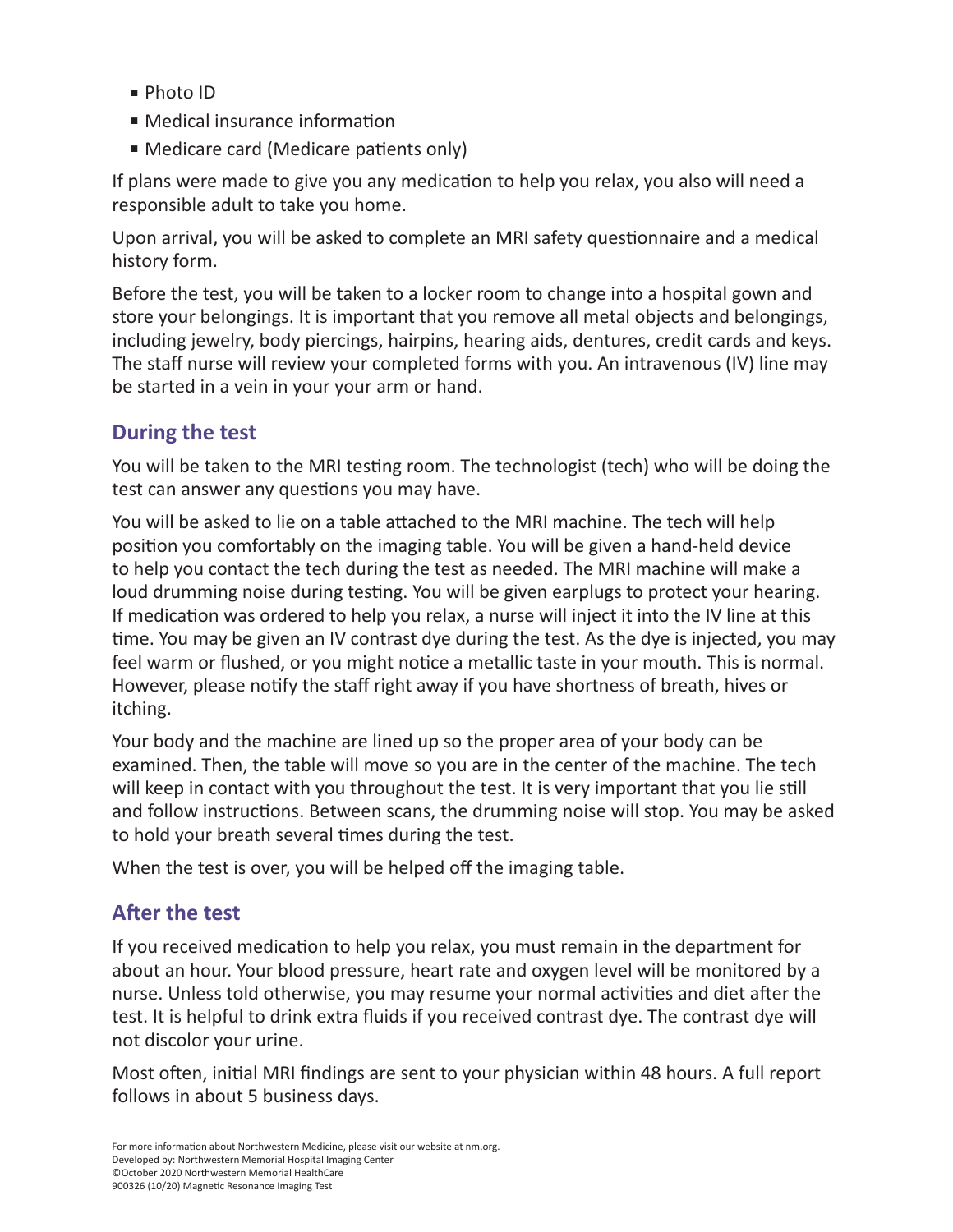- Photo ID
- Medical insurance information
- Medicare card (Medicare patients only)

If plans were made to give you any medication to help you relax, you also will need a responsible adult to take you home.

Upon arrival, you will be asked to complete an MRI safety questionnaire and a medical history form.

Before the test, you will be taken to a locker room to change into a hospital gown and store your belongings. It is important that you remove all metal objects and belongings, including jewelry, body piercings, hairpins, hearing aids, dentures, credit cards and keys. The staff nurse will review your completed forms with you. An intravenous (IV) line may be started in a vein in your your arm or hand.

## During the test

You will be taken to the MRI testing room. The technologist (tech) who will be doing the test can answer any questions you may have.

You will be asked to lie on a table attached to the MRI machine. The tech will help position you comfortably on the imaging table. You will be given a hand-held device to help you contact the tech during the test as needed. The MRI machine will make a loud drumming noise during testing. You will be given earplugs to protect your hearing. If medication was ordered to help you relax, a nurse will inject it into the IV line at this time. You may be given an IV contrast dye during the test. As the dye is injected, you may feel warm or flushed, or you might notice a metallic taste in your mouth. This is normal. However, please notify the staff right away if you have shortness of breath, hives or itching.

Your body and the machine are lined up so the proper area of your body can be examined. Then, the table will move so you are in the center of the machine. The tech will keep in contact with you throughout the test. It is very important that you lie still and follow instructions. Between scans, the drumming noise will stop. You may be asked to hold your breath several times during the test.

When the test is over, you will be helped off the imaging table.

## After the test

If you received medication to help you relax, you must remain in the department for about an hour. Your blood pressure, heart rate and oxygen level will be monitored by a nurse. Unless told otherwise, you may resume your normal activities and diet after the test. It is helpful to drink extra fluids if you received contrast dye. The contrast dye will not discolor your urine.

Most often, initial MRI findings are sent to your physician within 48 hours. A full report follows in about 5 business days.

For more information about Northwestern Medicine, please visit our website at nm.org.
Developed by: Northwestern Memorial Hospital Imaging Center
©October 2020 Northwestern Memorial HealthCare
900326 (10/20) Magnetic Resonance Imaging Test